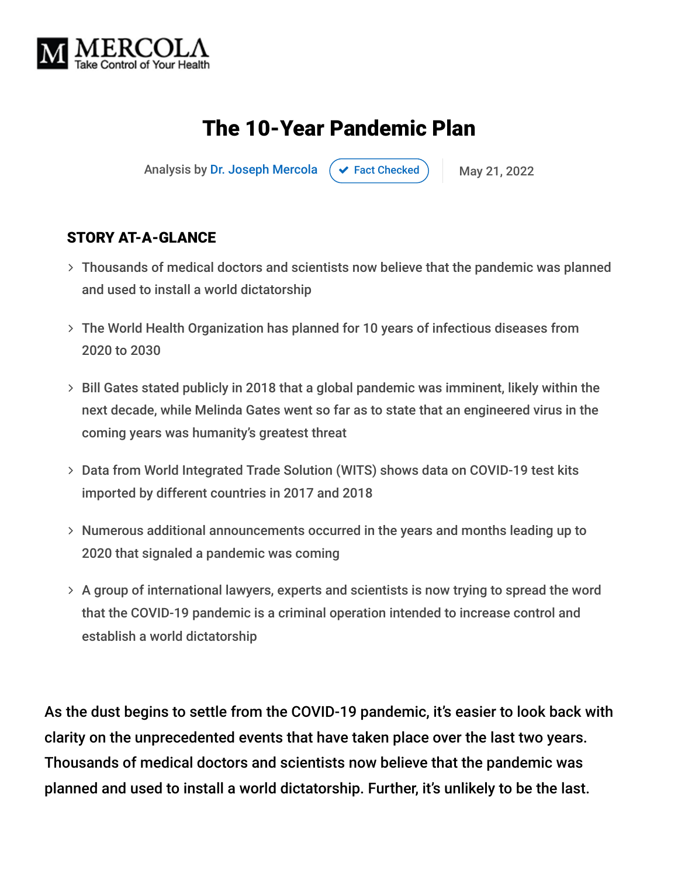MERCOLA
Take Control of Your Health

# The 10-Year Pandemic Plan

Analysis by Dr. Joseph Mercola | Fact Checked | May 21, 2022

## STORY AT-A-GLANCE

- Thousands of medical doctors and scientists now believe that the pandemic was planned and used to install a world dictatorship
- The World Health Organization has planned for 10 years of infectious diseases from 2020 to 2030
- Bill Gates stated publicly in 2018 that a global pandemic was imminent, likely within the next decade, while Melinda Gates went so far as to state that an engineered virus in the coming years was humanity's greatest threat
- Data from World Integrated Trade Solution (WITS) shows data on COVID-19 test kits imported by different countries in 2017 and 2018
- Numerous additional announcements occurred in the years and months leading up to 2020 that signaled a pandemic was coming
- A group of international lawyers, experts and scientists is now trying to spread the word that the COVID-19 pandemic is a criminal operation intended to increase control and establish a world dictatorship

As the dust begins to settle from the COVID-19 pandemic, it's easier to look back with clarity on the unprecedented events that have taken place over the last two years. Thousands of medical doctors and scientists now believe that the pandemic was planned and used to install a world dictatorship. Further, it's unlikely to be the last.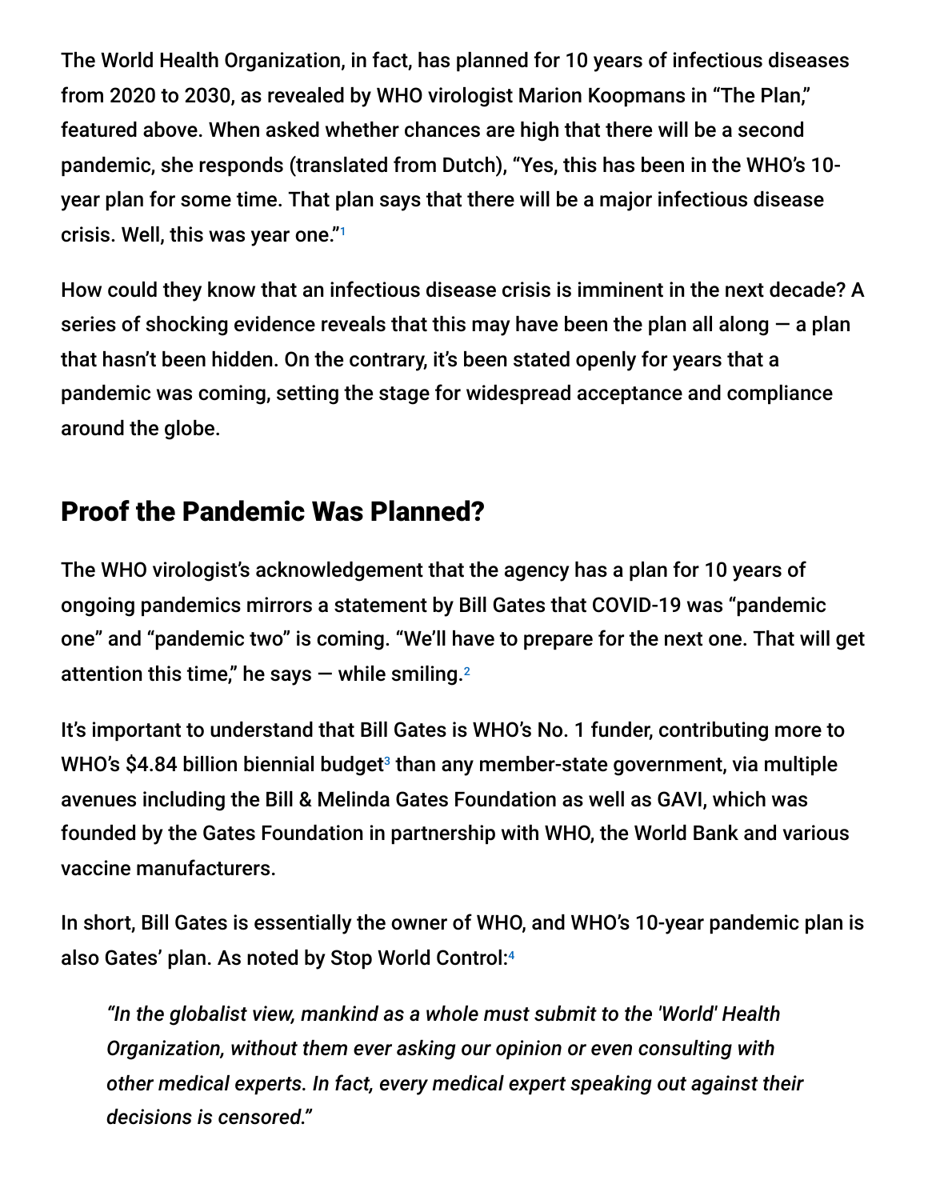The World Health Organization, in fact, has planned for 10 years of infectious diseases from 2020 to 2030, as revealed by WHO virologist Marion Koopmans in "The Plan," featured above. When asked whether chances are high that there will be a second pandemic, she responds (translated from Dutch), "Yes, this has been in the WHO's 10-year plan for some time. That plan says that there will be a major infectious disease crisis. Well, this was year one."[1]

How could they know that an infectious disease crisis is imminent in the next decade? A series of shocking evidence reveals that this may have been the plan all along — a plan that hasn't been hidden. On the contrary, it's been stated openly for years that a pandemic was coming, setting the stage for widespread acceptance and compliance around the globe.

## Proof the Pandemic Was Planned?

The WHO virologist's acknowledgement that the agency has a plan for 10 years of ongoing pandemics mirrors a statement by Bill Gates that COVID-19 was "pandemic one" and "pandemic two" is coming. "We'll have to prepare for the next one. That will get attention this time," he says — while smiling.[2]

It's important to understand that Bill Gates is WHO's No. 1 funder, contributing more to WHO's $4.84 billion biennial budget[3] than any member-state government, via multiple avenues including the Bill & Melinda Gates Foundation as well as GAVI, which was founded by the Gates Foundation in partnership with WHO, the World Bank and various vaccine manufacturers.

In short, Bill Gates is essentially the owner of WHO, and WHO's 10-year pandemic plan is also Gates' plan. As noted by Stop World Control:[4]

> *"In the globalist view, mankind as a whole must submit to the 'World' Health Organization, without them ever asking our opinion or even consulting with other medical experts. In fact, every medical expert speaking out against their decisions is censored."*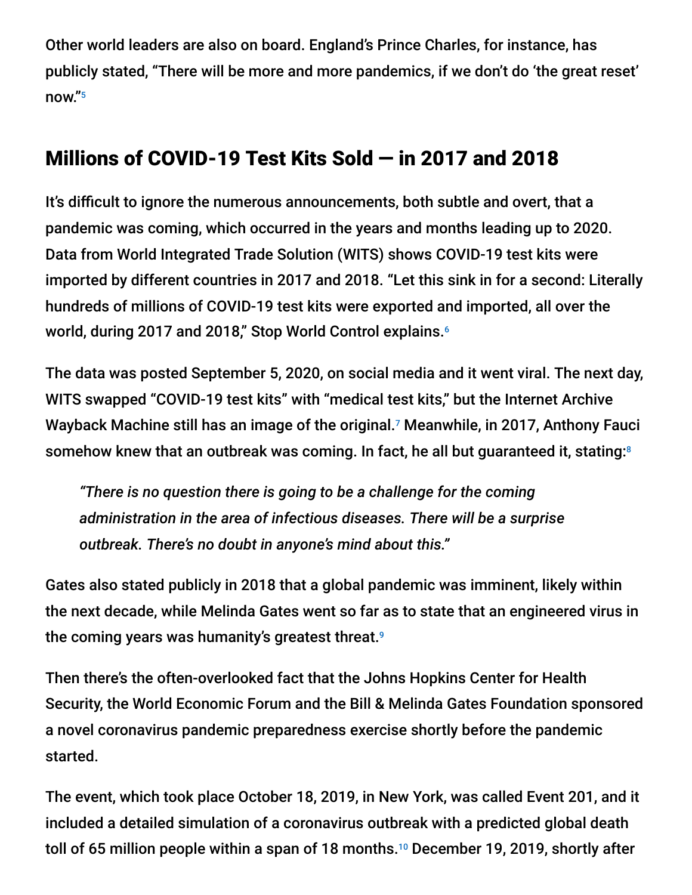Other world leaders are also on board. England's Prince Charles, for instance, has publicly stated, "There will be more and more pandemics, if we don't do 'the great reset' now."[5]

## Millions of COVID-19 Test Kits Sold — in 2017 and 2018

It's difficult to ignore the numerous announcements, both subtle and overt, that a pandemic was coming, which occurred in the years and months leading up to 2020. Data from World Integrated Trade Solution (WITS) shows COVID-19 test kits were imported by different countries in 2017 and 2018. "Let this sink in for a second: Literally hundreds of millions of COVID-19 test kits were exported and imported, all over the world, during 2017 and 2018," Stop World Control explains.[6]

The data was posted September 5, 2020, on social media and it went viral. The next day, WITS swapped "COVID-19 test kits" with "medical test kits," but the Internet Archive Wayback Machine still has an image of the original.[7] Meanwhile, in 2017, Anthony Fauci somehow knew that an outbreak was coming. In fact, he all but guaranteed it, stating:[8]

> *"There is no question there is going to be a challenge for the coming administration in the area of infectious diseases. There will be a surprise outbreak. There's no doubt in anyone's mind about this."*

Gates also stated publicly in 2018 that a global pandemic was imminent, likely within the next decade, while Melinda Gates went so far as to state that an engineered virus in the coming years was humanity's greatest threat.[9]

Then there's the often-overlooked fact that the Johns Hopkins Center for Health Security, the World Economic Forum and the Bill & Melinda Gates Foundation sponsored a novel coronavirus pandemic preparedness exercise shortly before the pandemic started.

The event, which took place October 18, 2019, in New York, was called Event 201, and it included a detailed simulation of a coronavirus outbreak with a predicted global death toll of 65 million people within a span of 18 months.[10] December 19, 2019, shortly after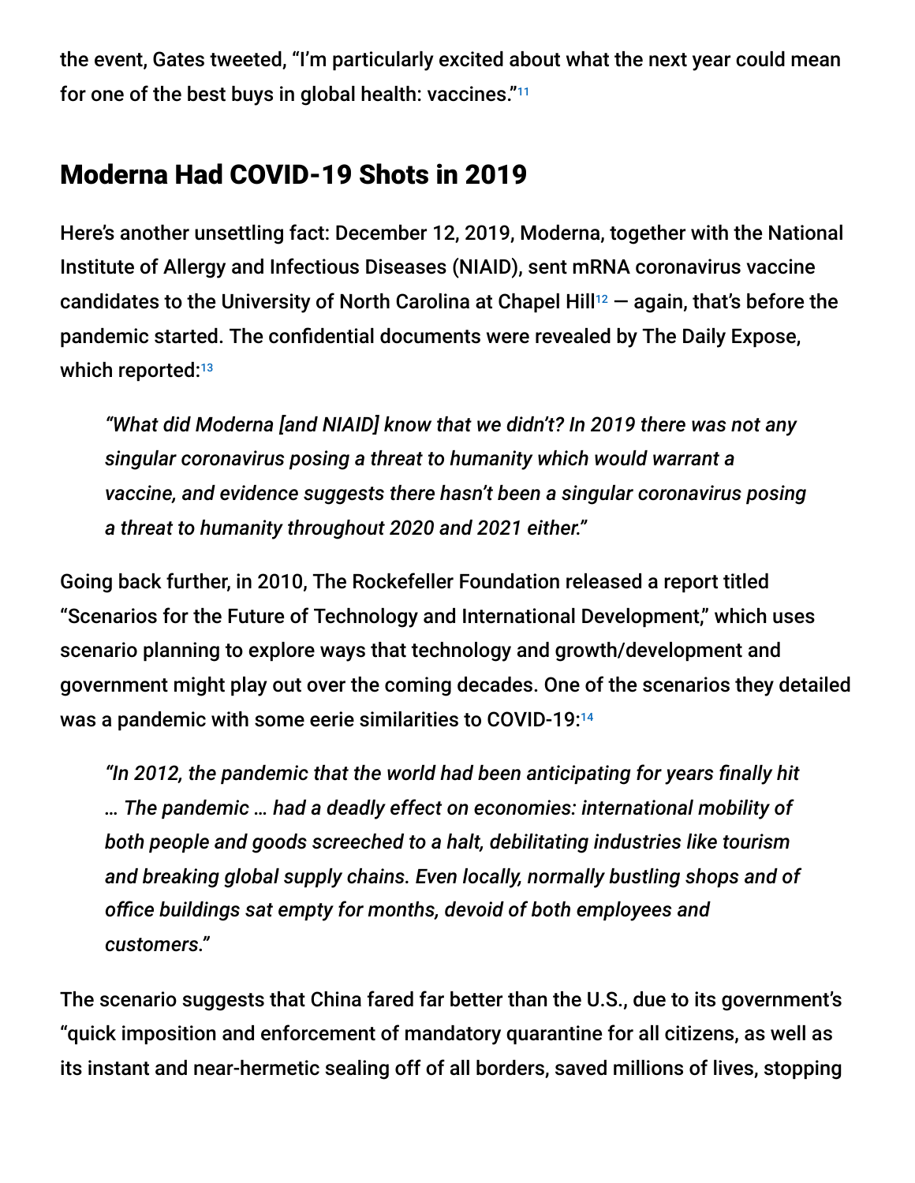the event, Gates tweeted, "I'm particularly excited about what the next year could mean for one of the best buys in global health: vaccines."[11]

## Moderna Had COVID-19 Shots in 2019

Here's another unsettling fact: December 12, 2019, Moderna, together with the National Institute of Allergy and Infectious Diseases (NIAID), sent mRNA coronavirus vaccine candidates to the University of North Carolina at Chapel Hill[12] — again, that's before the pandemic started. The confidential documents were revealed by The Daily Expose, which reported:[13]

> *"What did Moderna [and NIAID] know that we didn't? In 2019 there was not any singular coronavirus posing a threat to humanity which would warrant a vaccine, and evidence suggests there hasn't been a singular coronavirus posing a threat to humanity throughout 2020 and 2021 either."*

Going back further, in 2010, The Rockefeller Foundation released a report titled "Scenarios for the Future of Technology and International Development," which uses scenario planning to explore ways that technology and growth/development and government might play out over the coming decades. One of the scenarios they detailed was a pandemic with some eerie similarities to COVID-19:[14]

> *"In 2012, the pandemic that the world had been anticipating for years finally hit … The pandemic … had a deadly effect on economies: international mobility of both people and goods screeched to a halt, debilitating industries like tourism and breaking global supply chains. Even locally, normally bustling shops and of office buildings sat empty for months, devoid of both employees and customers."*

The scenario suggests that China fared far better than the U.S., due to its government's "quick imposition and enforcement of mandatory quarantine for all citizens, as well as its instant and near-hermetic sealing off of all borders, saved millions of lives, stopping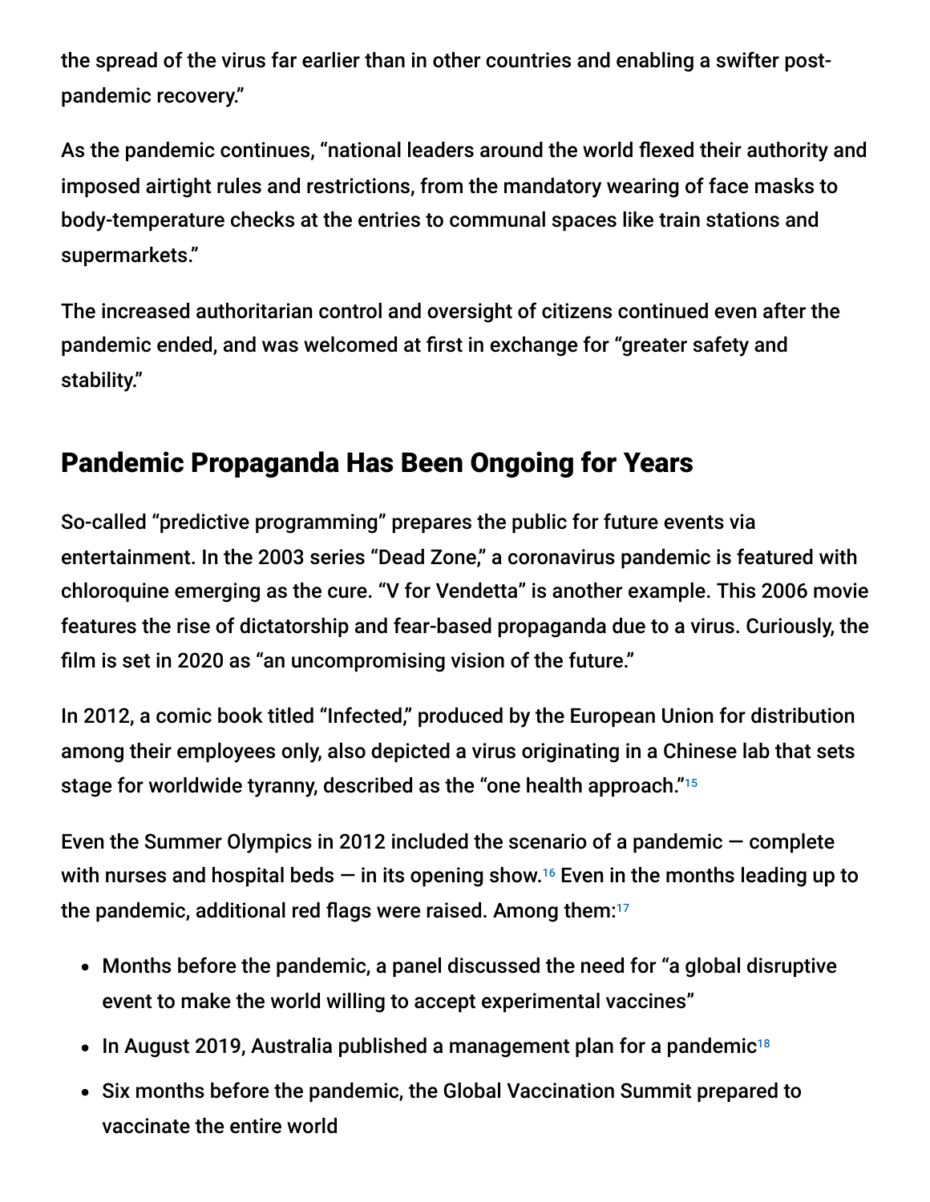the spread of the virus far earlier than in other countries and enabling a swifter post-pandemic recovery."

As the pandemic continues, "national leaders around the world flexed their authority and imposed airtight rules and restrictions, from the mandatory wearing of face masks to body-temperature checks at the entries to communal spaces like train stations and supermarkets."

The increased authoritarian control and oversight of citizens continued even after the pandemic ended, and was welcomed at first in exchange for "greater safety and stability."

## Pandemic Propaganda Has Been Ongoing for Years

So-called "predictive programming" prepares the public for future events via entertainment. In the 2003 series "Dead Zone," a coronavirus pandemic is featured with chloroquine emerging as the cure. "V for Vendetta" is another example. This 2006 movie features the rise of dictatorship and fear-based propaganda due to a virus. Curiously, the film is set in 2020 as "an uncompromising vision of the future."

In 2012, a comic book titled "Infected," produced by the European Union for distribution among their employees only, also depicted a virus originating in a Chinese lab that sets stage for worldwide tyranny, described as the "one health approach."[15]

Even the Summer Olympics in 2012 included the scenario of a pandemic — complete with nurses and hospital beds — in its opening show.[16] Even in the months leading up to the pandemic, additional red flags were raised. Among them:[17]

- Months before the pandemic, a panel discussed the need for "a global disruptive event to make the world willing to accept experimental vaccines"
- In August 2019, Australia published a management plan for a pandemic[18]
- Six months before the pandemic, the Global Vaccination Summit prepared to vaccinate the entire world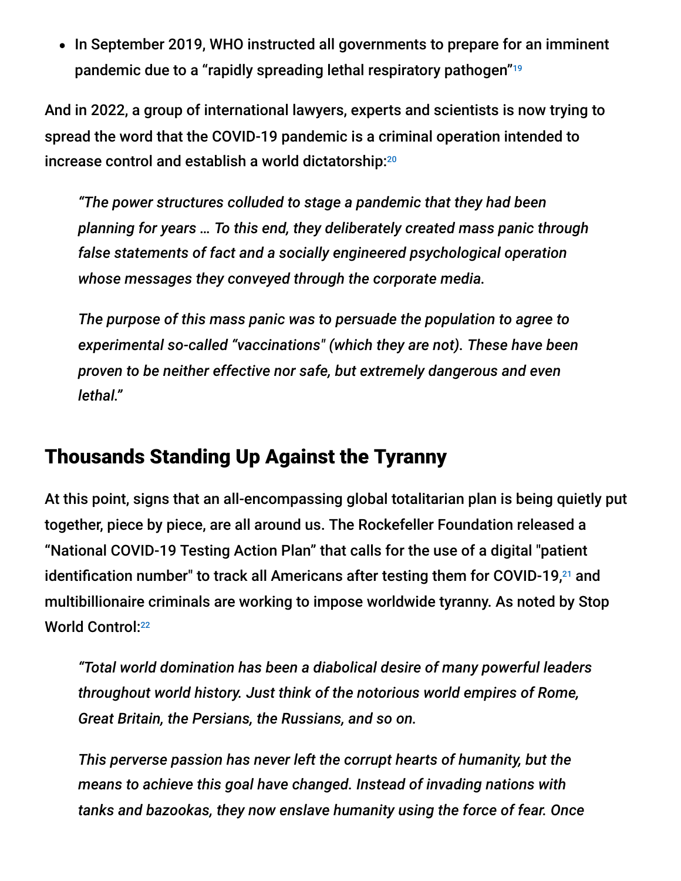- In September 2019, WHO instructed all governments to prepare for an imminent pandemic due to a "rapidly spreading lethal respiratory pathogen"[19]

And in 2022, a group of international lawyers, experts and scientists is now trying to spread the word that the COVID-19 pandemic is a criminal operation intended to increase control and establish a world dictatorship:[20]

> *"The power structures colluded to stage a pandemic that they had been planning for years … To this end, they deliberately created mass panic through false statements of fact and a socially engineered psychological operation whose messages they conveyed through the corporate media.*
>
> *The purpose of this mass panic was to persuade the population to agree to experimental so-called "vaccinations" (which they are not). These have been proven to be neither effective nor safe, but extremely dangerous and even lethal."*

## Thousands Standing Up Against the Tyranny

At this point, signs that an all-encompassing global totalitarian plan is being quietly put together, piece by piece, are all around us. The Rockefeller Foundation released a "National COVID-19 Testing Action Plan" that calls for the use of a digital "patient identification number" to track all Americans after testing them for COVID-19,[21] and multibillionaire criminals are working to impose worldwide tyranny. As noted by Stop World Control:[22]

> *"Total world domination has been a diabolical desire of many powerful leaders throughout world history. Just think of the notorious world empires of Rome, Great Britain, the Persians, the Russians, and so on.*
>
> *This perverse passion has never left the corrupt hearts of humanity, but the means to achieve this goal have changed. Instead of invading nations with tanks and bazookas, they now enslave humanity using the force of fear. Once*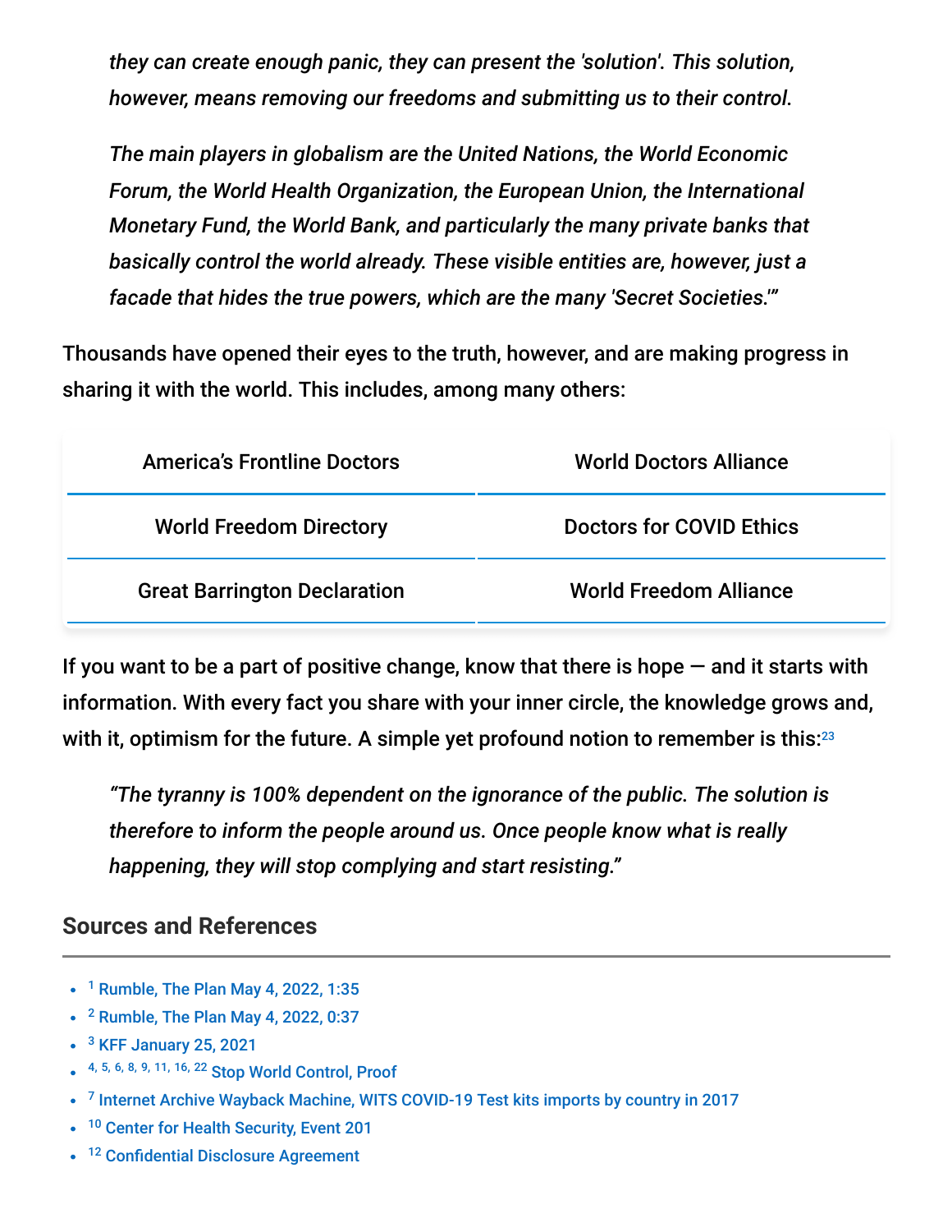*they can create enough panic, they can present the 'solution'. This solution, however, means removing our freedoms and submitting us to their control.*

*The main players in globalism are the United Nations, the World Economic Forum, the World Health Organization, the European Union, the International Monetary Fund, the World Bank, and particularly the many private banks that basically control the world already. These visible entities are, however, just a facade that hides the true powers, which are the many 'Secret Societies.'"*

Thousands have opened their eyes to the truth, however, and are making progress in sharing it with the world. This includes, among many others:

| | |
|---|---|
| America's Frontline Doctors | World Doctors Alliance |
| World Freedom Directory | Doctors for COVID Ethics |
| Great Barrington Declaration | World Freedom Alliance |

If you want to be a part of positive change, know that there is hope — and it starts with information. With every fact you share with your inner circle, the knowledge grows and, with it, optimism for the future. A simple yet profound notion to remember is this:[23]

*"The tyranny is 100% dependent on the ignorance of the public. The solution is therefore to inform the people around us. Once people know what is really happening, they will stop complying and start resisting."*

## Sources and References

- [1] Rumble, The Plan May 4, 2022, 1:35
- [2] Rumble, The Plan May 4, 2022, 0:37
- [3] KFF January 25, 2021
- [4, 5, 6, 8, 9, 11, 16, 22] Stop World Control, Proof
- [7] Internet Archive Wayback Machine, WITS COVID-19 Test kits imports by country in 2017
- [10] Center for Health Security, Event 201
- [12] Confidential Disclosure Agreement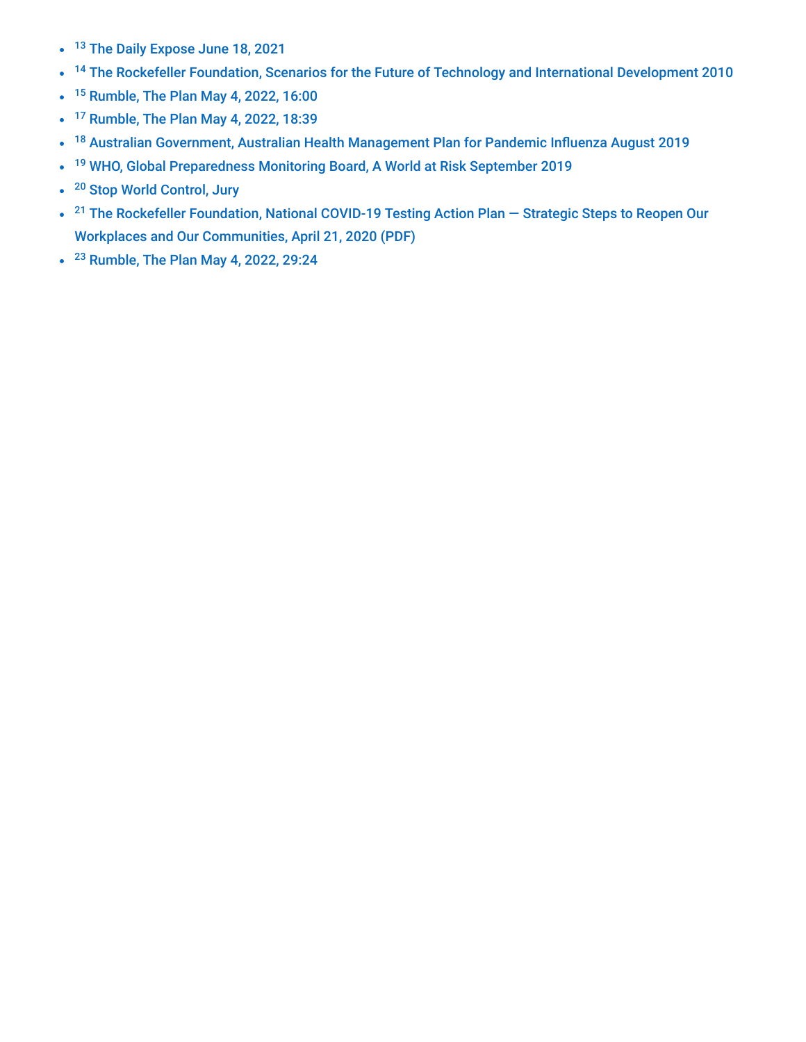- [13] The Daily Expose June 18, 2021
- [14] The Rockefeller Foundation, Scenarios for the Future of Technology and International Development 2010
- [15] Rumble, The Plan May 4, 2022, 16:00
- [17] Rumble, The Plan May 4, 2022, 18:39
- [18] Australian Government, Australian Health Management Plan for Pandemic Influenza August 2019
- [19] WHO, Global Preparedness Monitoring Board, A World at Risk September 2019
- [20] Stop World Control, Jury
- [21] The Rockefeller Foundation, National COVID-19 Testing Action Plan — Strategic Steps to Reopen Our Workplaces and Our Communities, April 21, 2020 (PDF)
- [23] Rumble, The Plan May 4, 2022, 29:24